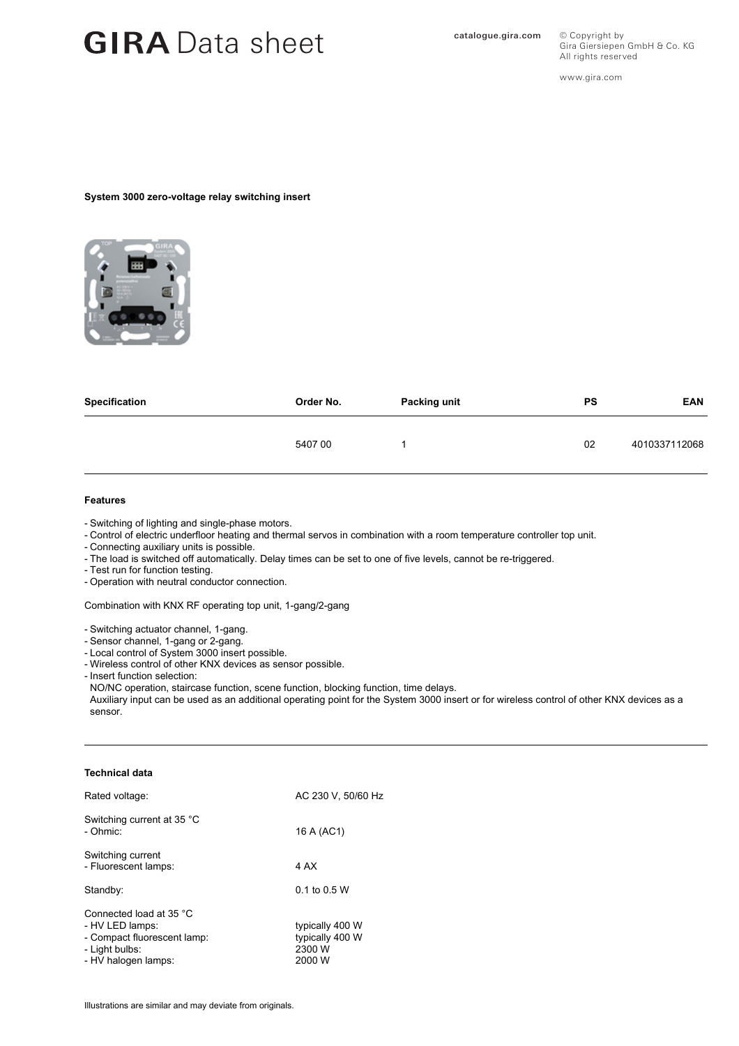# GIRA Data sheet

catalogue.gira.com

© Copyright by
Gira Giersiepen GmbH & Co. KG
All rights reserved

www.gira.com

**System 3000 zero-voltage relay switching insert**

| Specification | Order No. | Packing unit | PS | EAN |
|---|---|---|---|---|
| | 5407 00 | 1 | 02 | 4010337112068 |

**Features**

- Switching of lighting and single-phase motors.
- Control of electric underfloor heating and thermal servos in combination with a room temperature controller top unit.
- Connecting auxiliary units is possible.
- The load is switched off automatically. Delay times can be set to one of five levels, cannot be re-triggered.
- Test run for function testing.
- Operation with neutral conductor connection.

Combination with KNX RF operating top unit, 1-gang/2-gang

- Switching actuator channel, 1-gang.
- Sensor channel, 1-gang or 2-gang.
- Local control of System 3000 insert possible.
- Wireless control of other KNX devices as sensor possible.
- Insert function selection:
  NO/NC operation, staircase function, scene function, blocking function, time delays.
  Auxiliary input can be used as an additional operating point for the System 3000 insert or for wireless control of other KNX devices as a sensor.

**Technical data**

| | |
|---|---|
| Rated voltage: | AC 230 V, 50/60 Hz |
| Switching current at 35 °C<br>- Ohmic: | 16 A (AC1) |
| Switching current<br>- Fluorescent lamps: | 4 AX |
| Standby: | 0.1 to 0.5 W |
| Connected load at 35 °C<br>- HV LED lamps:<br>- Compact fluorescent lamp:<br>- Light bulbs:<br>- HV halogen lamps: | <br>typically 400 W<br>typically 400 W<br>2300 W<br>2000 W |

Illustrations are similar and may deviate from originals.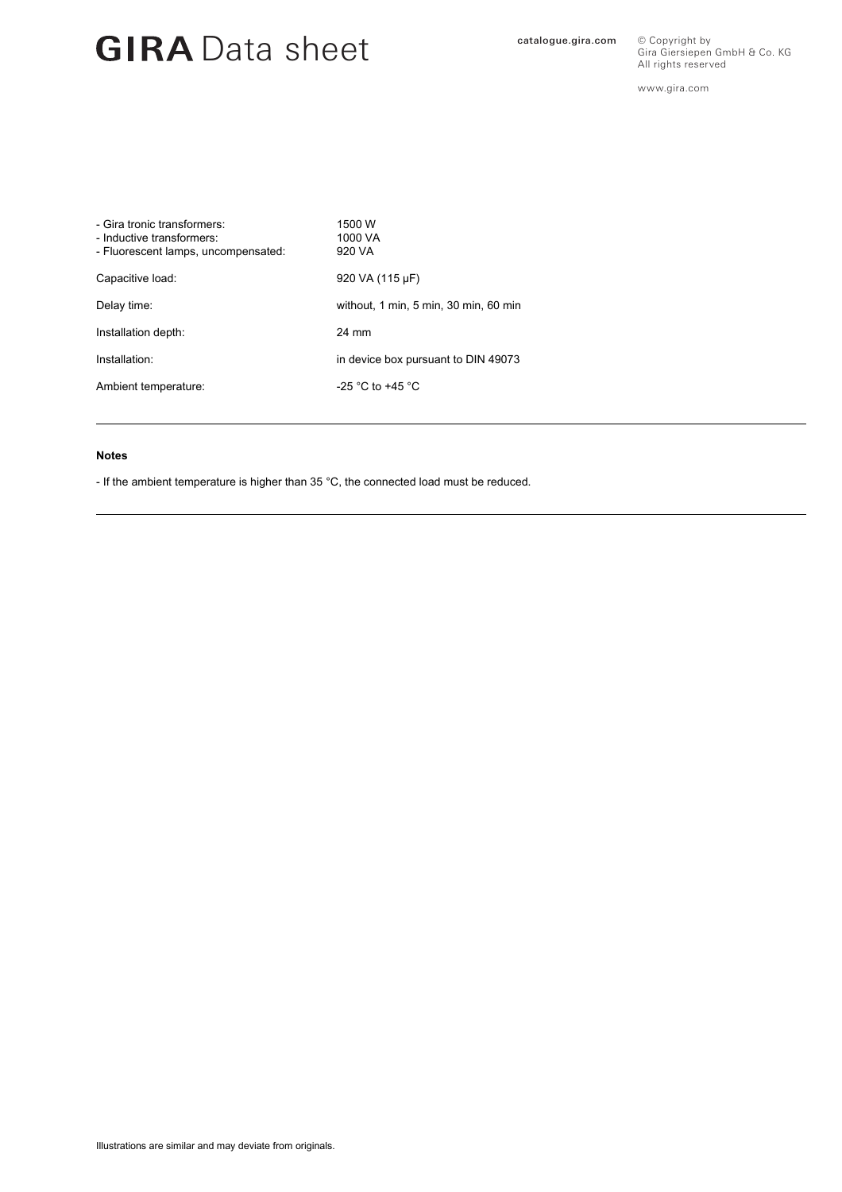| | |
|---|---|
| - Gira tronic transformers: | 1500 W |
| - Inductive transformers: | 1000 VA |
| - Fluorescent lamps, uncompensated: | 920 VA |
| Capacitive load: | 920 VA (115 µF) |
| Delay time: | without, 1 min, 5 min, 30 min, 60 min |
| Installation depth: | 24 mm |
| Installation: | in device box pursuant to DIN 49073 |
| Ambient temperature: | -25 °C to +45 °C |

---

**Notes**

- If the ambient temperature is higher than 35 °C, the connected load must be reduced.

---

Illustrations are similar and may deviate from originals.